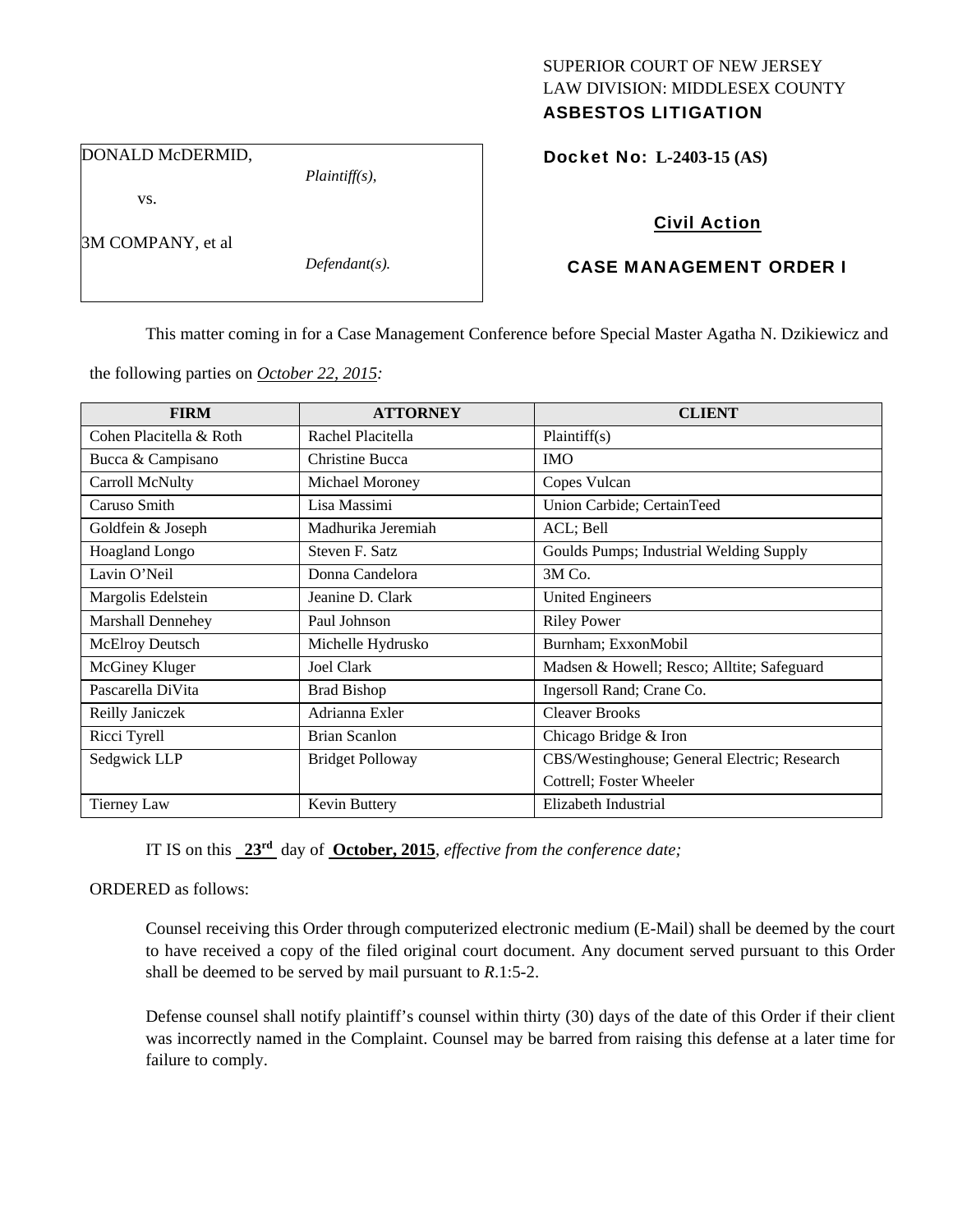SUPERIOR COURT OF NEW JERSEY
LAW DIVISION: MIDDLESEX COUNTY
**ASBESTOS LITIGATION**

DONALD McDERMID,

*Plaintiff(s),*

vs.

3M COMPANY, et al

*Defendant(s).*

**Docket No: L-2403-15 (AS)**

**Civil Action**

**CASE MANAGEMENT ORDER I**

This matter coming in for a Case Management Conference before Special Master Agatha N. Dzikiewicz and the following parties on *October 22, 2015:*

| FIRM | ATTORNEY | CLIENT |
|---|---|---|
| Cohen Placitella & Roth | Rachel Placitella | Plaintiff(s) |
| Bucca & Campisano | Christine Bucca | IMO |
| Carroll McNulty | Michael Moroney | Copes Vulcan |
| Caruso Smith | Lisa Massimi | Union Carbide; CertainTeed |
| Goldfein & Joseph | Madhurika Jeremiah | ACL; Bell |
| Hoagland Longo | Steven F. Satz | Goulds Pumps; Industrial Welding Supply |
| Lavin O'Neil | Donna Candelora | 3M Co. |
| Margolis Edelstein | Jeanine D. Clark | United Engineers |
| Marshall Dennehey | Paul Johnson | Riley Power |
| McElroy Deutsch | Michelle Hydrusko | Burnham; ExxonMobil |
| McGiney Kluger | Joel Clark | Madsen & Howell; Resco; Alltite; Safeguard |
| Pascarella DiVita | Brad Bishop | Ingersoll Rand; Crane Co. |
| Reilly Janiczek | Adrianna Exler | Cleaver Brooks |
| Ricci Tyrell | Brian Scanlon | Chicago Bridge & Iron |
| Sedgwick LLP | Bridget Polloway | CBS/Westinghouse; General Electric; Research Cottrell; Foster Wheeler |
| Tierney Law | Kevin Buttery | Elizabeth Industrial |

IT IS on this **23rd** day of **October, 2015**, *effective from the conference date;*

ORDERED as follows:

Counsel receiving this Order through computerized electronic medium (E-Mail) shall be deemed by the court to have received a copy of the filed original court document. Any document served pursuant to this Order shall be deemed to be served by mail pursuant to *R*.1:5-2.

Defense counsel shall notify plaintiff's counsel within thirty (30) days of the date of this Order if their client was incorrectly named in the Complaint. Counsel may be barred from raising this defense at a later time for failure to comply.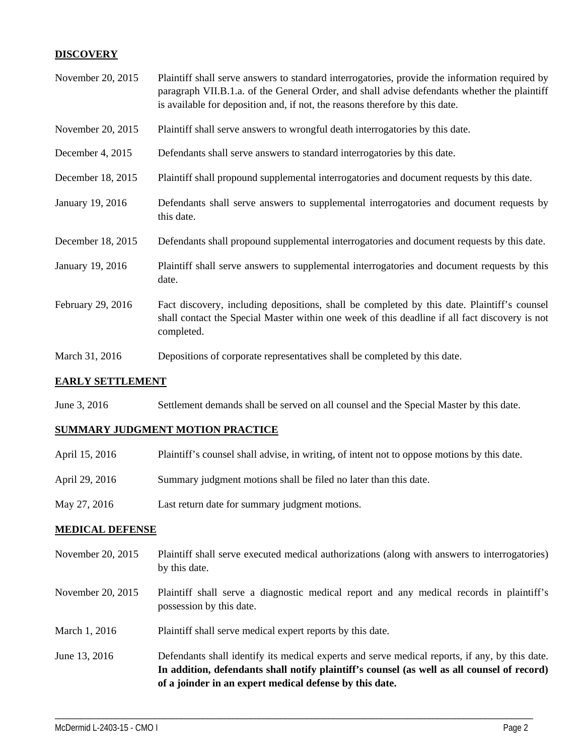## DISCOVERY

| | |
|---|---|
| November 20, 2015 | Plaintiff shall serve answers to standard interrogatories, provide the information required by paragraph VII.B.1.a. of the General Order, and shall advise defendants whether the plaintiff is available for deposition and, if not, the reasons therefore by this date. |
| November 20, 2015 | Plaintiff shall serve answers to wrongful death interrogatories by this date. |
| December 4, 2015 | Defendants shall serve answers to standard interrogatories by this date. |
| December 18, 2015 | Plaintiff shall propound supplemental interrogatories and document requests by this date. |
| January 19, 2016 | Defendants shall serve answers to supplemental interrogatories and document requests by this date. |
| December 18, 2015 | Defendants shall propound supplemental interrogatories and document requests by this date. |
| January 19, 2016 | Plaintiff shall serve answers to supplemental interrogatories and document requests by this date. |
| February 29, 2016 | Fact discovery, including depositions, shall be completed by this date. Plaintiff's counsel shall contact the Special Master within one week of this deadline if all fact discovery is not completed. |
| March 31, 2016 | Depositions of corporate representatives shall be completed by this date. |

## EARLY SETTLEMENT

| | |
|---|---|
| June 3, 2016 | Settlement demands shall be served on all counsel and the Special Master by this date. |

## SUMMARY JUDGMENT MOTION PRACTICE

| | |
|---|---|
| April 15, 2016 | Plaintiff's counsel shall advise, in writing, of intent not to oppose motions by this date. |
| April 29, 2016 | Summary judgment motions shall be filed no later than this date. |
| May 27, 2016 | Last return date for summary judgment motions. |

## MEDICAL DEFENSE

| | |
|---|---|
| November 20, 2015 | Plaintiff shall serve executed medical authorizations (along with answers to interrogatories) by this date. |
| November 20, 2015 | Plaintiff shall serve a diagnostic medical report and any medical records in plaintiff's possession by this date. |
| March 1, 2016 | Plaintiff shall serve medical expert reports by this date. |
| June 13, 2016 | Defendants shall identify its medical experts and serve medical reports, if any, by this date. **In addition, defendants shall notify plaintiff's counsel (as well as all counsel of record) of a joinder in an expert medical defense by this date.** |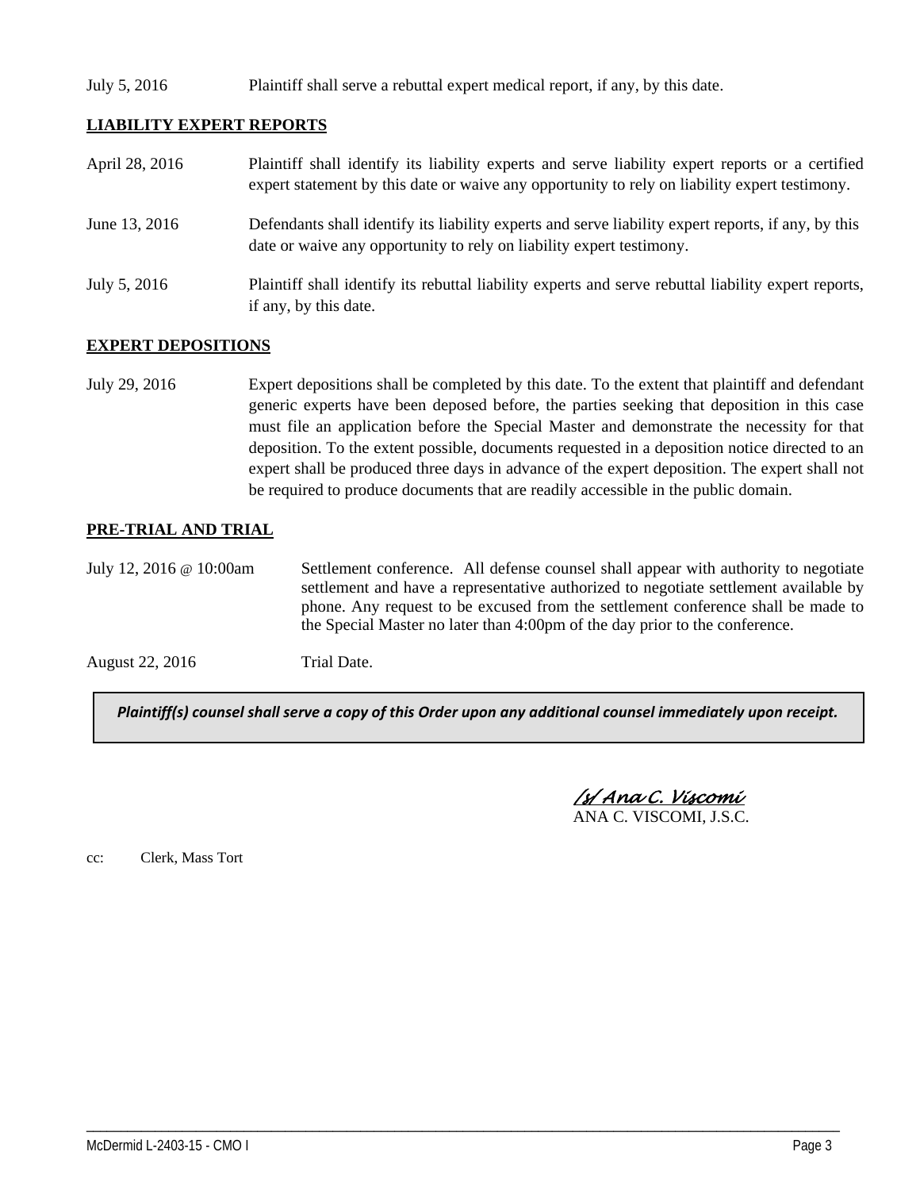July 5, 2016 Plaintiff shall serve a rebuttal expert medical report, if any, by this date.

**LIABILITY EXPERT REPORTS**

| | |
|---|---|
| April 28, 2016 | Plaintiff shall identify its liability experts and serve liability expert reports or a certified expert statement by this date or waive any opportunity to rely on liability expert testimony. |
| June 13, 2016 | Defendants shall identify its liability experts and serve liability expert reports, if any, by this date or waive any opportunity to rely on liability expert testimony. |
| July 5, 2016 | Plaintiff shall identify its rebuttal liability experts and serve rebuttal liability expert reports, if any, by this date. |

**EXPERT DEPOSITIONS**

| | |
|---|---|
| July 29, 2016 | Expert depositions shall be completed by this date. To the extent that plaintiff and defendant generic experts have been deposed before, the parties seeking that deposition in this case must file an application before the Special Master and demonstrate the necessity for that deposition. To the extent possible, documents requested in a deposition notice directed to an expert shall be produced three days in advance of the expert deposition. The expert shall not be required to produce documents that are readily accessible in the public domain. |

**PRE-TRIAL AND TRIAL**

| | |
|---|---|
| July 12, 2016 @ 10:00am | Settlement conference. All defense counsel shall appear with authority to negotiate settlement and have a representative authorized to negotiate settlement available by phone. Any request to be excused from the settlement conference shall be made to the Special Master no later than 4:00pm of the day prior to the conference. |
| August 22, 2016 | Trial Date. |

***Plaintiff(s) counsel shall serve a copy of this Order upon any additional counsel immediately upon receipt.***

*/s/ Ana C. Viscomi*
ANA C. VISCOMI, J.S.C.

cc: Clerk, Mass Tort